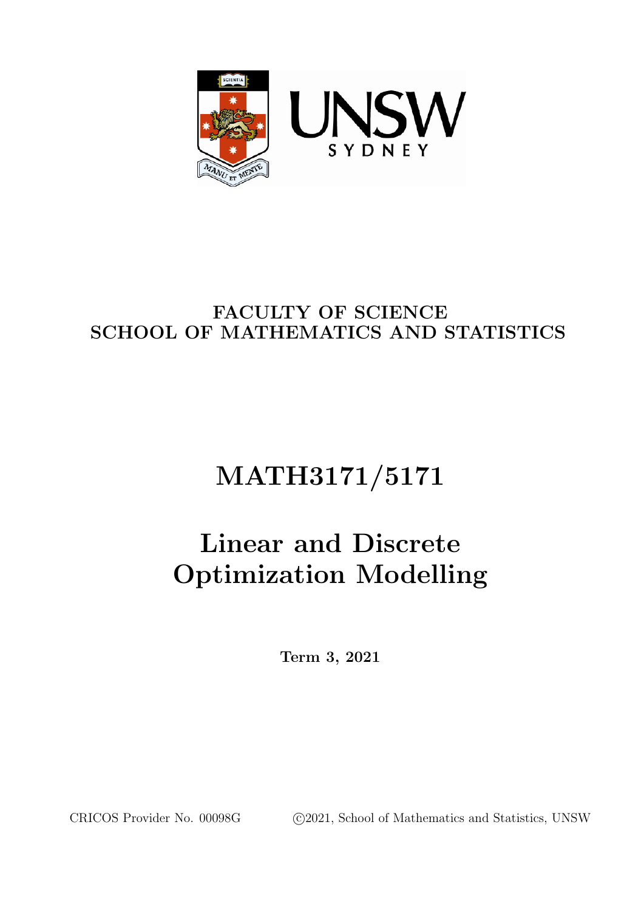UNSW SYDNEY

SCIENTIA

MANU ET MENTE

**FACULTY OF SCIENCE**
**SCHOOL OF MATHEMATICS AND STATISTICS**

# MATH3171/5171

# Linear and Discrete Optimization Modelling

**Term 3, 2021**

CRICOS Provider No. 00098G ©2021, School of Mathematics and Statistics, UNSW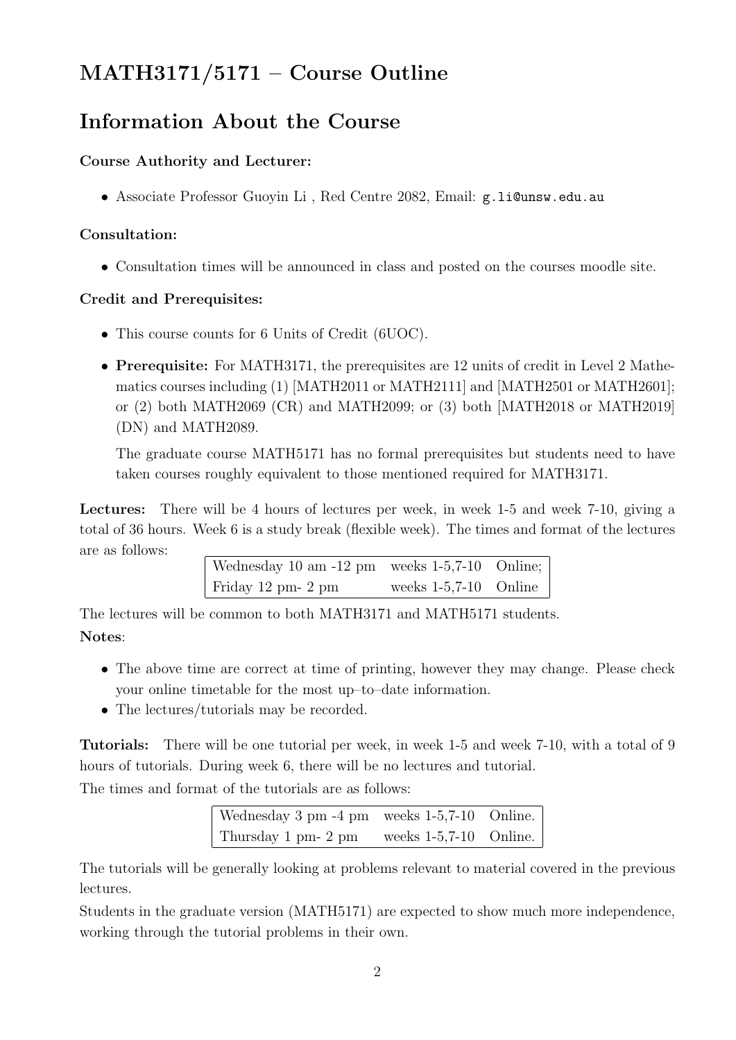## MATH3171/5171 – Course Outline

# Information About the Course

**Course Authority and Lecturer:**

- Associate Professor Guoyin Li , Red Centre 2082, Email: g.li@unsw.edu.au

**Consultation:**

- Consultation times will be announced in class and posted on the courses moodle site.

**Credit and Prerequisites:**

- This course counts for 6 Units of Credit (6UOC).
- **Prerequisite:** For MATH3171, the prerequisites are 12 units of credit in Level 2 Mathematics courses including (1) [MATH2011 or MATH2111] and [MATH2501 or MATH2601]; or (2) both MATH2069 (CR) and MATH2099; or (3) both [MATH2018 or MATH2019] (DN) and MATH2089.

  The graduate course MATH5171 has no formal prerequisites but students need to have taken courses roughly equivalent to those mentioned required for MATH3171.

**Lectures:** There will be 4 hours of lectures per week, in week 1-5 and week 7-10, giving a total of 36 hours. Week 6 is a study break (flexible week). The times and format of the lectures are as follows:

| | | |
|---|---|---|
| Wednesday 10 am -12 pm | weeks 1-5,7-10 | Online; |
| Friday 12 pm- 2 pm | weeks 1-5,7-10 | Online |

The lectures will be common to both MATH3171 and MATH5171 students.

**Notes**:

- The above time are correct at time of printing, however they may change. Please check your online timetable for the most up–to–date information.
- The lectures/tutorials may be recorded.

**Tutorials:** There will be one tutorial per week, in week 1-5 and week 7-10, with a total of 9 hours of tutorials. During week 6, there will be no lectures and tutorial.

The times and format of the tutorials are as follows:

| | | |
|---|---|---|
| Wednesday 3 pm -4 pm | weeks 1-5,7-10 | Online. |
| Thursday 1 pm- 2 pm | weeks 1-5,7-10 | Online. |

The tutorials will be generally looking at problems relevant to material covered in the previous lectures.

Students in the graduate version (MATH5171) are expected to show much more independence, working through the tutorial problems in their own.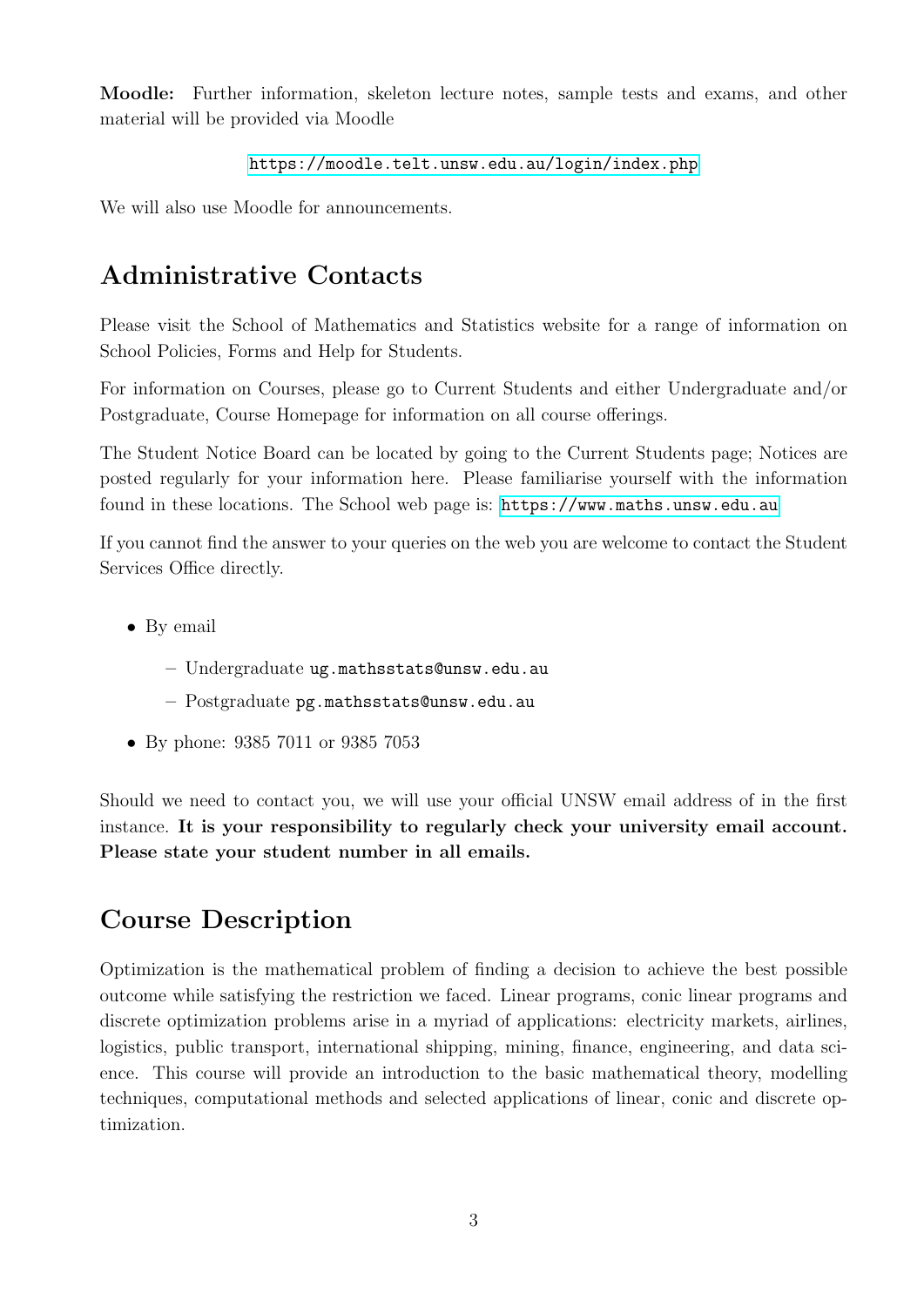**Moodle:** Further information, skeleton lecture notes, sample tests and exams, and other material will be provided via Moodle

https://moodle.telt.unsw.edu.au/login/index.php

We will also use Moodle for announcements.

## Administrative Contacts

Please visit the School of Mathematics and Statistics website for a range of information on School Policies, Forms and Help for Students.

For information on Courses, please go to Current Students and either Undergraduate and/or Postgraduate, Course Homepage for information on all course offerings.

The Student Notice Board can be located by going to the Current Students page; Notices are posted regularly for your information here. Please familiarise yourself with the information found in these locations. The School web page is: https://www.maths.unsw.edu.au

If you cannot find the answer to your queries on the web you are welcome to contact the Student Services Office directly.

- By email
  - Undergraduate ug.mathsstats@unsw.edu.au
  - Postgraduate pg.mathsstats@unsw.edu.au
- By phone: 9385 7011 or 9385 7053

Should we need to contact you, we will use your official UNSW email address of in the first instance. **It is your responsibility to regularly check your university email account. Please state your student number in all emails.**

## Course Description

Optimization is the mathematical problem of finding a decision to achieve the best possible outcome while satisfying the restriction we faced. Linear programs, conic linear programs and discrete optimization problems arise in a myriad of applications: electricity markets, airlines, logistics, public transport, international shipping, mining, finance, engineering, and data science. This course will provide an introduction to the basic mathematical theory, modelling techniques, computational methods and selected applications of linear, conic and discrete optimization.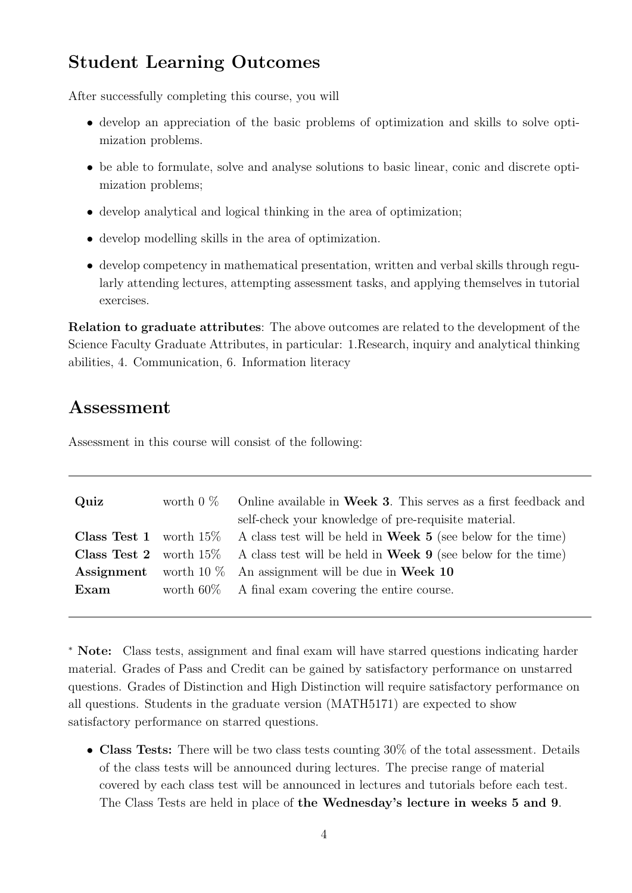## Student Learning Outcomes

After successfully completing this course, you will

- develop an appreciation of the basic problems of optimization and skills to solve optimization problems.
- be able to formulate, solve and analyse solutions to basic linear, conic and discrete optimization problems;
- develop analytical and logical thinking in the area of optimization;
- develop modelling skills in the area of optimization.
- develop competency in mathematical presentation, written and verbal skills through regularly attending lectures, attempting assessment tasks, and applying themselves in tutorial exercises.

**Relation to graduate attributes**: The above outcomes are related to the development of the Science Faculty Graduate Attributes, in particular: 1.Research, inquiry and analytical thinking abilities, 4. Communication, 6. Information literacy

## Assessment

Assessment in this course will consist of the following:

| | | |
|---|---|---|
| **Quiz** | worth 0 % | Online available in **Week 3**. This serves as a first feedback and self-check your knowledge of pre-requisite material. |
| **Class Test 1** | worth 15% | A class test will be held in **Week 5** (see below for the time) |
| **Class Test 2** | worth 15% | A class test will be held in **Week 9** (see below for the time) |
| **Assignment** | worth 10 % | An assignment will be due in **Week 10** |
| **Exam** | worth 60% | A final exam covering the entire course. |

* **Note:** Class tests, assignment and final exam will have starred questions indicating harder material. Grades of Pass and Credit can be gained by satisfactory performance on unstarred questions. Grades of Distinction and High Distinction will require satisfactory performance on all questions. Students in the graduate version (MATH5171) are expected to show satisfactory performance on starred questions.

- **Class Tests:** There will be two class tests counting 30% of the total assessment. Details of the class tests will be announced during lectures. The precise range of material covered by each class test will be announced in lectures and tutorials before each test. The Class Tests are held in place of **the Wednesday's lecture in weeks 5 and 9**.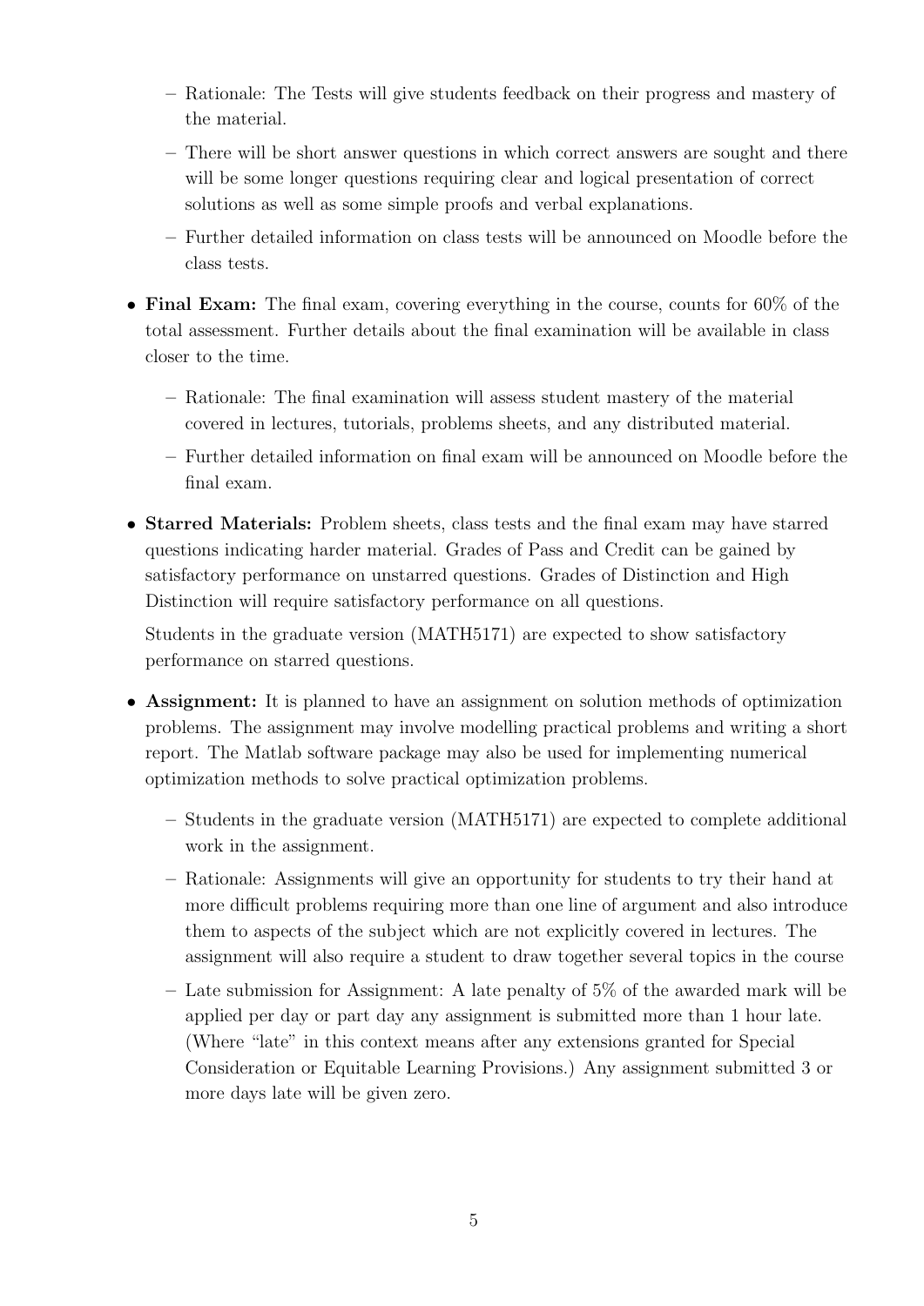- Rationale: The Tests will give students feedback on their progress and mastery of the material.
  - There will be short answer questions in which correct answers are sought and there will be some longer questions requiring clear and logical presentation of correct solutions as well as some simple proofs and verbal explanations.
  - Further detailed information on class tests will be announced on Moodle before the class tests.

- **Final Exam:** The final exam, covering everything in the course, counts for 60% of the total assessment. Further details about the final examination will be available in class closer to the time.
  - Rationale: The final examination will assess student mastery of the material covered in lectures, tutorials, problems sheets, and any distributed material.
  - Further detailed information on final exam will be announced on Moodle before the final exam.

- **Starred Materials:** Problem sheets, class tests and the final exam may have starred questions indicating harder material. Grades of Pass and Credit can be gained by satisfactory performance on unstarred questions. Grades of Distinction and High Distinction will require satisfactory performance on all questions.

  Students in the graduate version (MATH5171) are expected to show satisfactory performance on starred questions.

- **Assignment:** It is planned to have an assignment on solution methods of optimization problems. The assignment may involve modelling practical problems and writing a short report. The Matlab software package may also be used for implementing numerical optimization methods to solve practical optimization problems.
  - Students in the graduate version (MATH5171) are expected to complete additional work in the assignment.
  - Rationale: Assignments will give an opportunity for students to try their hand at more difficult problems requiring more than one line of argument and also introduce them to aspects of the subject which are not explicitly covered in lectures. The assignment will also require a student to draw together several topics in the course
  - Late submission for Assignment: A late penalty of 5% of the awarded mark will be applied per day or part day any assignment is submitted more than 1 hour late. (Where "late" in this context means after any extensions granted for Special Consideration or Equitable Learning Provisions.) Any assignment submitted 3 or more days late will be given zero.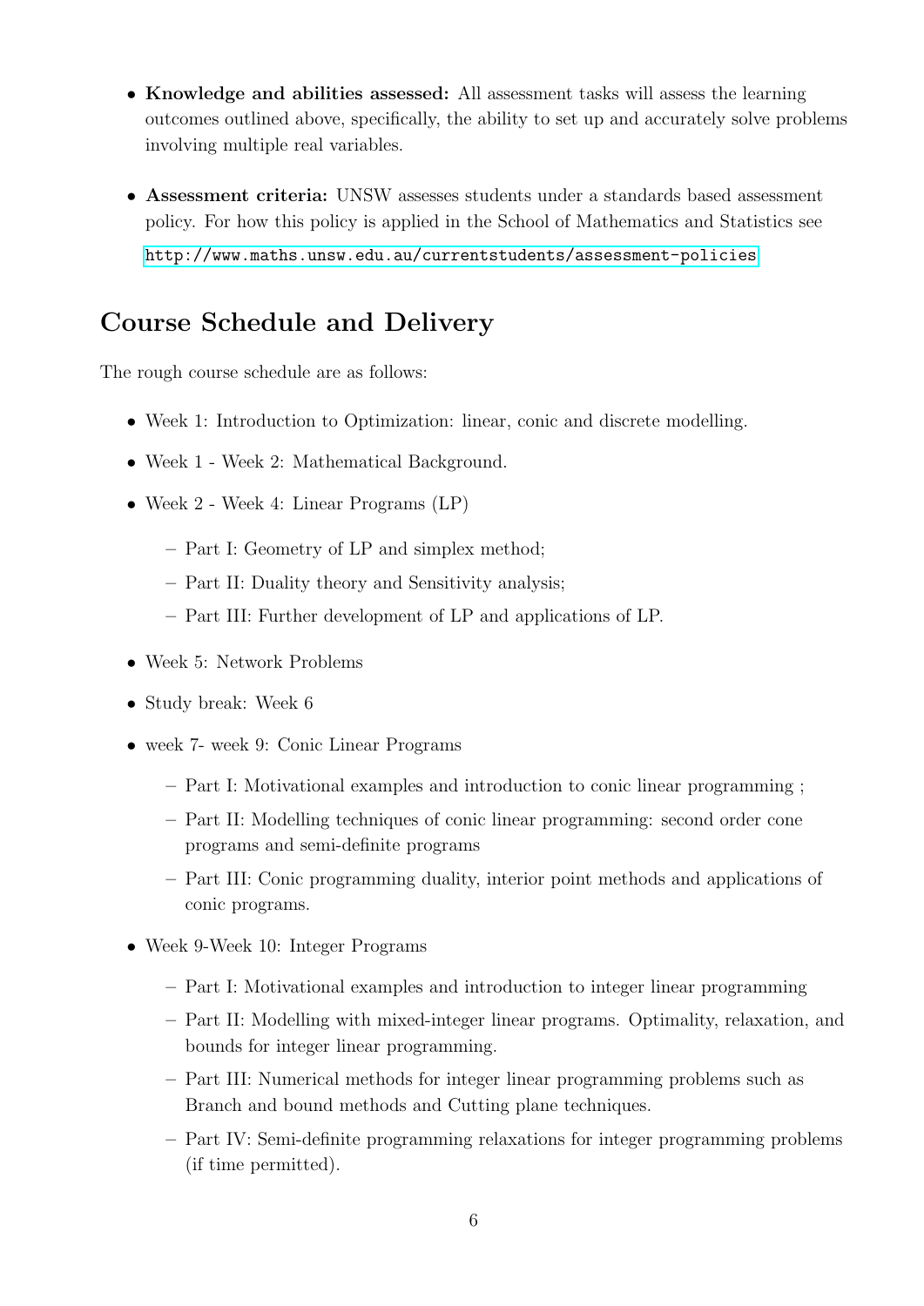- **Knowledge and abilities assessed:** All assessment tasks will assess the learning outcomes outlined above, specifically, the ability to set up and accurately solve problems involving multiple real variables.

- **Assessment criteria:** UNSW assesses students under a standards based assessment policy. For how this policy is applied in the School of Mathematics and Statistics see

  http://www.maths.unsw.edu.au/currentstudents/assessment-policies

## Course Schedule and Delivery

The rough course schedule are as follows:

- Week 1: Introduction to Optimization: linear, conic and discrete modelling.
- Week 1 - Week 2: Mathematical Background.
- Week 2 - Week 4: Linear Programs (LP)
  - Part I: Geometry of LP and simplex method;
  - Part II: Duality theory and Sensitivity analysis;
  - Part III: Further development of LP and applications of LP.
- Week 5: Network Problems
- Study break: Week 6
- week 7- week 9: Conic Linear Programs
  - Part I: Motivational examples and introduction to conic linear programming ;
  - Part II: Modelling techniques of conic linear programming: second order cone programs and semi-definite programs
  - Part III: Conic programming duality, interior point methods and applications of conic programs.
- Week 9-Week 10: Integer Programs
  - Part I: Motivational examples and introduction to integer linear programming
  - Part II: Modelling with mixed-integer linear programs. Optimality, relaxation, and bounds for integer linear programming.
  - Part III: Numerical methods for integer linear programming problems such as Branch and bound methods and Cutting plane techniques.
  - Part IV: Semi-definite programming relaxations for integer programming problems (if time permitted).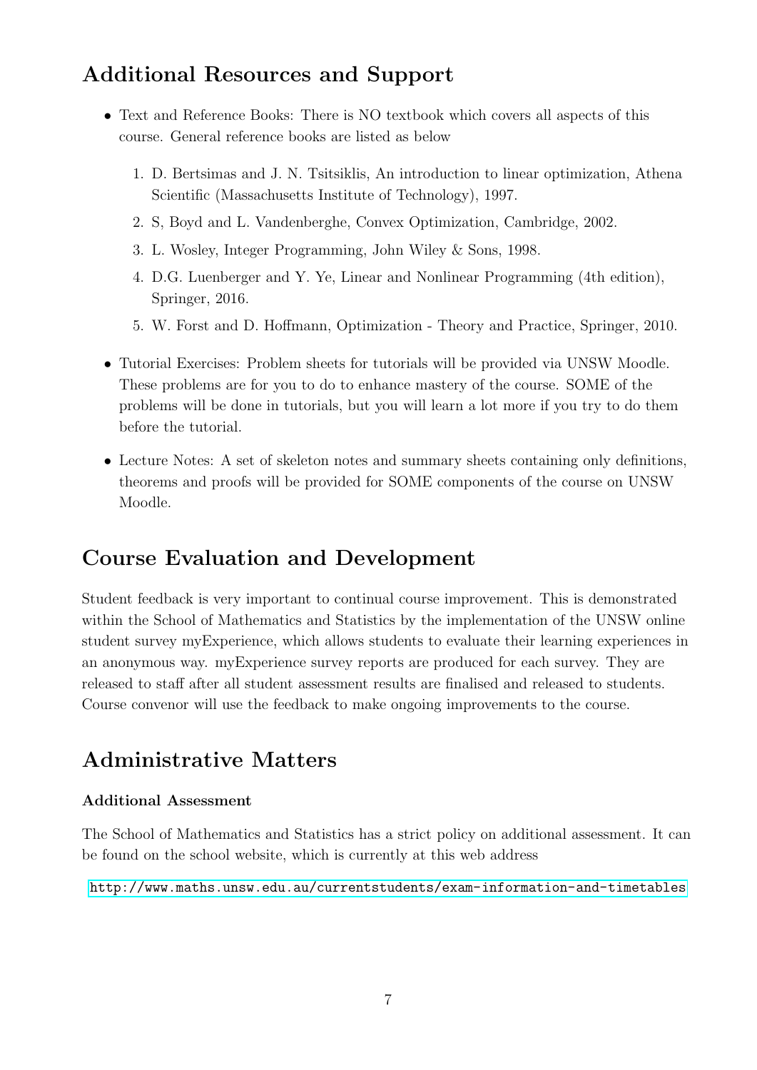## Additional Resources and Support

- Text and Reference Books: There is NO textbook which covers all aspects of this course. General reference books are listed as below

  1. D. Bertsimas and J. N. Tsitsiklis, An introduction to linear optimization, Athena Scientific (Massachusetts Institute of Technology), 1997.
  2. S, Boyd and L. Vandenberghe, Convex Optimization, Cambridge, 2002.
  3. L. Wosley, Integer Programming, John Wiley & Sons, 1998.
  4. D.G. Luenberger and Y. Ye, Linear and Nonlinear Programming (4th edition), Springer, 2016.
  5. W. Forst and D. Hoffmann, Optimization - Theory and Practice, Springer, 2010.

- Tutorial Exercises: Problem sheets for tutorials will be provided via UNSW Moodle. These problems are for you to do to enhance mastery of the course. SOME of the problems will be done in tutorials, but you will learn a lot more if you try to do them before the tutorial.

- Lecture Notes: A set of skeleton notes and summary sheets containing only definitions, theorems and proofs will be provided for SOME components of the course on UNSW Moodle.

## Course Evaluation and Development

Student feedback is very important to continual course improvement. This is demonstrated within the School of Mathematics and Statistics by the implementation of the UNSW online student survey myExperience, which allows students to evaluate their learning experiences in an anonymous way. myExperience survey reports are produced for each survey. They are released to staff after all student assessment results are finalised and released to students. Course convenor will use the feedback to make ongoing improvements to the course.

## Administrative Matters

### Additional Assessment

The School of Mathematics and Statistics has a strict policy on additional assessment. It can be found on the school website, which is currently at this web address

http://www.maths.unsw.edu.au/currentstudents/exam-information-and-timetables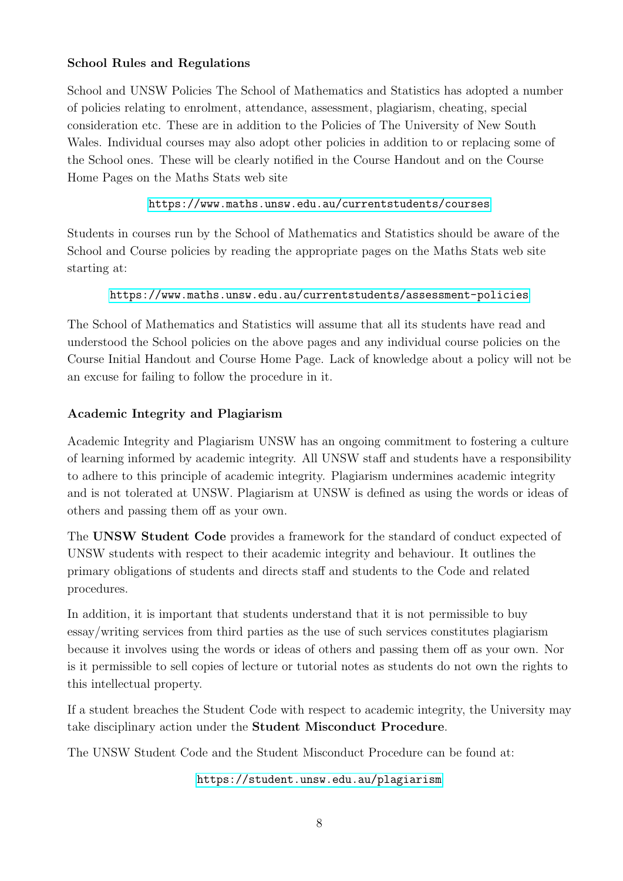### School Rules and Regulations

School and UNSW Policies The School of Mathematics and Statistics has adopted a number of policies relating to enrolment, attendance, assessment, plagiarism, cheating, special consideration etc. These are in addition to the Policies of The University of New South Wales. Individual courses may also adopt other policies in addition to or replacing some of the School ones. These will be clearly notified in the Course Handout and on the Course Home Pages on the Maths Stats web site

https://www.maths.unsw.edu.au/currentstudents/courses

Students in courses run by the School of Mathematics and Statistics should be aware of the School and Course policies by reading the appropriate pages on the Maths Stats web site starting at:

https://www.maths.unsw.edu.au/currentstudents/assessment-policies

The School of Mathematics and Statistics will assume that all its students have read and understood the School policies on the above pages and any individual course policies on the Course Initial Handout and Course Home Page. Lack of knowledge about a policy will not be an excuse for failing to follow the procedure in it.

### Academic Integrity and Plagiarism

Academic Integrity and Plagiarism UNSW has an ongoing commitment to fostering a culture of learning informed by academic integrity. All UNSW staff and students have a responsibility to adhere to this principle of academic integrity. Plagiarism undermines academic integrity and is not tolerated at UNSW. Plagiarism at UNSW is defined as using the words or ideas of others and passing them off as your own.

The **UNSW Student Code** provides a framework for the standard of conduct expected of UNSW students with respect to their academic integrity and behaviour. It outlines the primary obligations of students and directs staff and students to the Code and related procedures.

In addition, it is important that students understand that it is not permissible to buy essay/writing services from third parties as the use of such services constitutes plagiarism because it involves using the words or ideas of others and passing them off as your own. Nor is it permissible to sell copies of lecture or tutorial notes as students do not own the rights to this intellectual property.

If a student breaches the Student Code with respect to academic integrity, the University may take disciplinary action under the **Student Misconduct Procedure**.

The UNSW Student Code and the Student Misconduct Procedure can be found at:

https://student.unsw.edu.au/plagiarism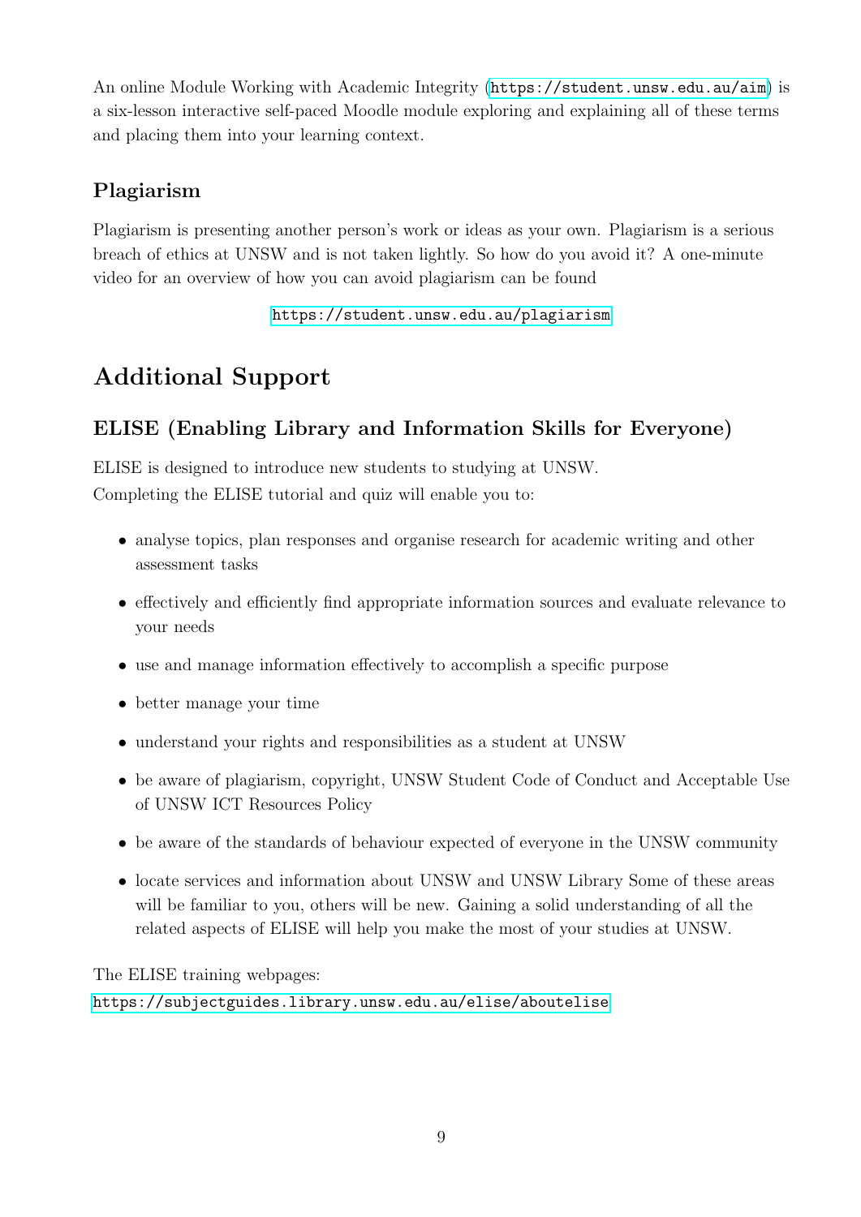An online Module Working with Academic Integrity (https://student.unsw.edu.au/aim) is a six-lesson interactive self-paced Moodle module exploring and explaining all of these terms and placing them into your learning context.

### Plagiarism

Plagiarism is presenting another person's work or ideas as your own. Plagiarism is a serious breach of ethics at UNSW and is not taken lightly. So how do you avoid it? A one-minute video for an overview of how you can avoid plagiarism can be found

https://student.unsw.edu.au/plagiarism

## Additional Support

### ELISE (Enabling Library and Information Skills for Everyone)

ELISE is designed to introduce new students to studying at UNSW.
Completing the ELISE tutorial and quiz will enable you to:

- analyse topics, plan responses and organise research for academic writing and other assessment tasks
- effectively and efficiently find appropriate information sources and evaluate relevance to your needs
- use and manage information effectively to accomplish a specific purpose
- better manage your time
- understand your rights and responsibilities as a student at UNSW
- be aware of plagiarism, copyright, UNSW Student Code of Conduct and Acceptable Use of UNSW ICT Resources Policy
- be aware of the standards of behaviour expected of everyone in the UNSW community
- locate services and information about UNSW and UNSW Library Some of these areas will be familiar to you, others will be new. Gaining a solid understanding of all the related aspects of ELISE will help you make the most of your studies at UNSW.

The ELISE training webpages:
https://subjectguides.library.unsw.edu.au/elise/aboutelise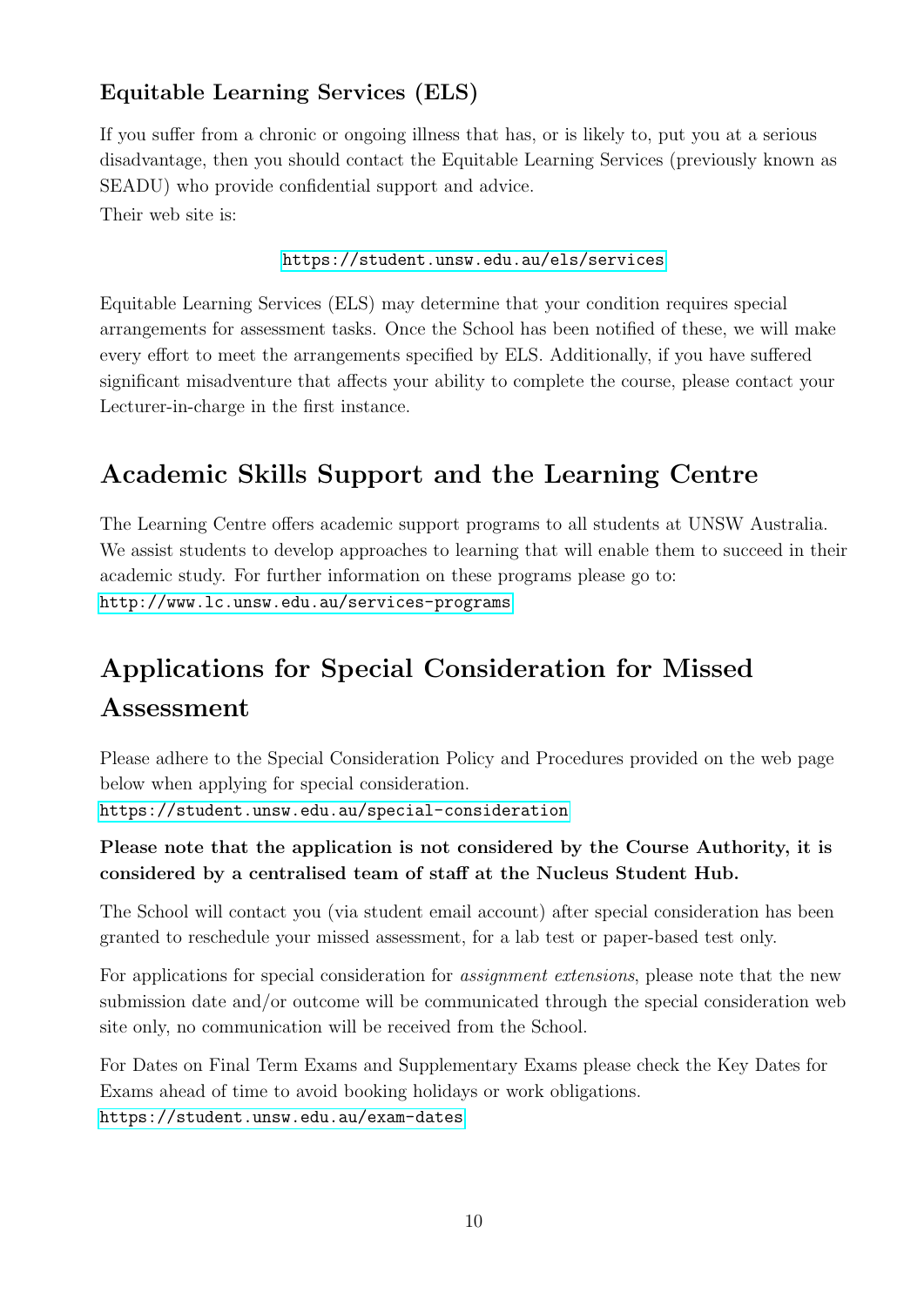### Equitable Learning Services (ELS)

If you suffer from a chronic or ongoing illness that has, or is likely to, put you at a serious disadvantage, then you should contact the Equitable Learning Services (previously known as SEADU) who provide confidential support and advice.
Their web site is:

https://student.unsw.edu.au/els/services

Equitable Learning Services (ELS) may determine that your condition requires special arrangements for assessment tasks. Once the School has been notified of these, we will make every effort to meet the arrangements specified by ELS. Additionally, if you have suffered significant misadventure that affects your ability to complete the course, please contact your Lecturer-in-charge in the first instance.

## Academic Skills Support and the Learning Centre

The Learning Centre offers academic support programs to all students at UNSW Australia. We assist students to develop approaches to learning that will enable them to succeed in their academic study. For further information on these programs please go to:
http://www.lc.unsw.edu.au/services-programs

## Applications for Special Consideration for Missed Assessment

Please adhere to the Special Consideration Policy and Procedures provided on the web page below when applying for special consideration.
https://student.unsw.edu.au/special-consideration

**Please note that the application is not considered by the Course Authority, it is considered by a centralised team of staff at the Nucleus Student Hub.**

The School will contact you (via student email account) after special consideration has been granted to reschedule your missed assessment, for a lab test or paper-based test only.

For applications for special consideration for *assignment extensions*, please note that the new submission date and/or outcome will be communicated through the special consideration web site only, no communication will be received from the School.

For Dates on Final Term Exams and Supplementary Exams please check the Key Dates for Exams ahead of time to avoid booking holidays or work obligations.
https://student.unsw.edu.au/exam-dates